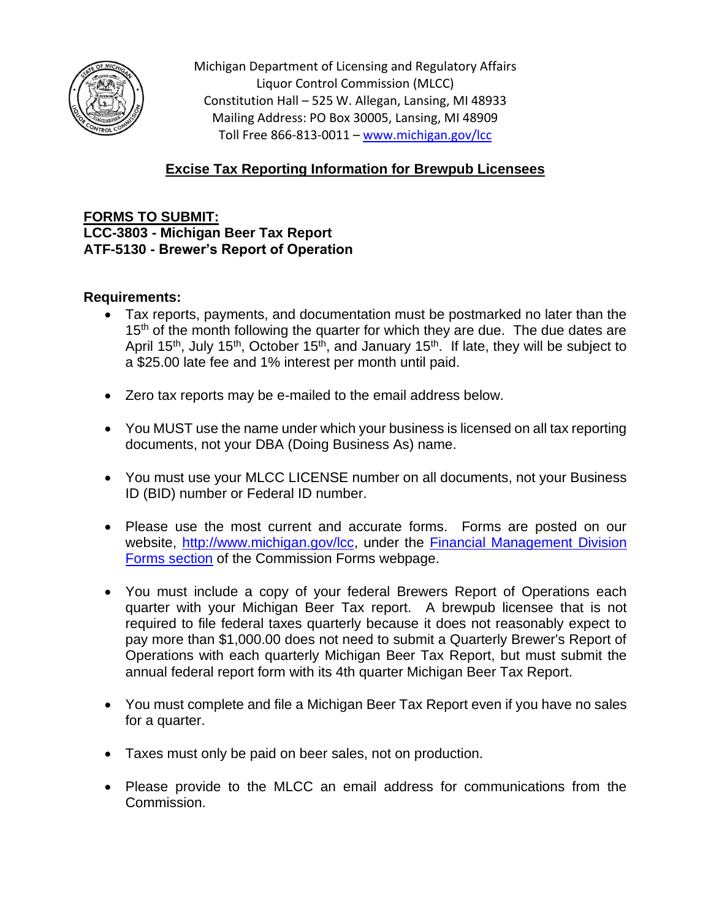Michigan Department of Licensing and Regulatory Affairs
Liquor Control Commission (MLCC)
Constitution Hall – 525 W. Allegan, Lansing, MI 48933
Mailing Address: PO Box 30005, Lansing, MI 48909
Toll Free 866-813-0011 – [www.michigan.gov/lcc](http://www.michigan.gov/lcc)

## Excise Tax Reporting Information for Brewpub Licensees

**FORMS TO SUBMIT:**
**LCC-3803 - Michigan Beer Tax Report**
**ATF-5130 - Brewer's Report of Operation**

**Requirements:**

- Tax reports, payments, and documentation must be postmarked no later than the 15th of the month following the quarter for which they are due. The due dates are April 15th, July 15th, October 15th, and January 15th. If late, they will be subject to a $25.00 late fee and 1% interest per month until paid.
- Zero tax reports may be e-mailed to the email address below.
- You MUST use the name under which your business is licensed on all tax reporting documents, not your DBA (Doing Business As) name.
- You must use your MLCC LICENSE number on all documents, not your Business ID (BID) number or Federal ID number.
- Please use the most current and accurate forms. Forms are posted on our website, [http://www.michigan.gov/lcc](http://www.michigan.gov/lcc), under the Financial Management Division Forms section of the Commission Forms webpage.
- You must include a copy of your federal Brewers Report of Operations each quarter with your Michigan Beer Tax report. A brewpub licensee that is not required to file federal taxes quarterly because it does not reasonably expect to pay more than $1,000.00 does not need to submit a Quarterly Brewer's Report of Operations with each quarterly Michigan Beer Tax Report, but must submit the annual federal report form with its 4th quarter Michigan Beer Tax Report.
- You must complete and file a Michigan Beer Tax Report even if you have no sales for a quarter.
- Taxes must only be paid on beer sales, not on production.
- Please provide to the MLCC an email address for communications from the Commission.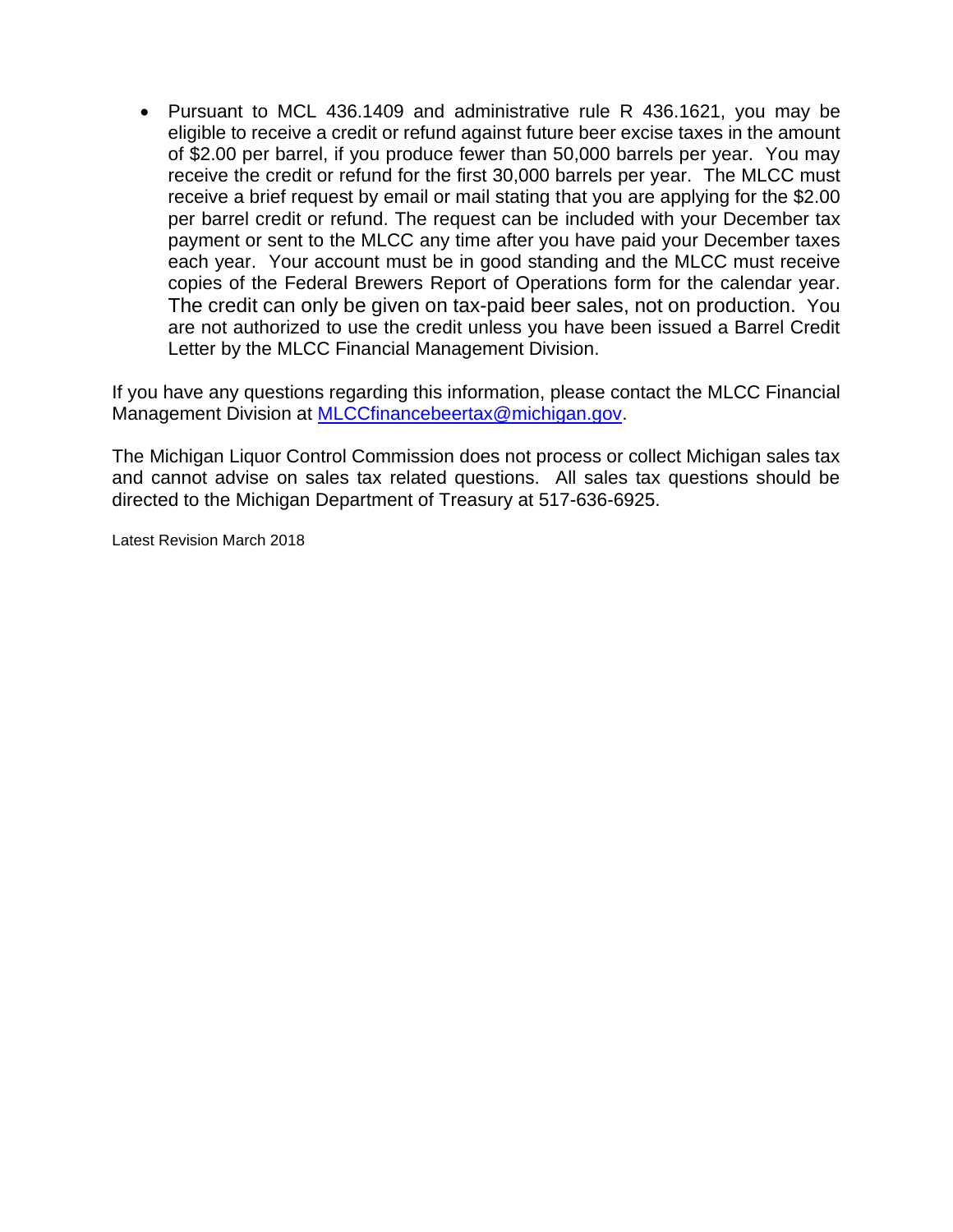- Pursuant to MCL 436.1409 and administrative rule R 436.1621, you may be eligible to receive a credit or refund against future beer excise taxes in the amount of $2.00 per barrel, if you produce fewer than 50,000 barrels per year. You may receive the credit or refund for the first 30,000 barrels per year. The MLCC must receive a brief request by email or mail stating that you are applying for the $2.00 per barrel credit or refund. The request can be included with your December tax payment or sent to the MLCC any time after you have paid your December taxes each year. Your account must be in good standing and the MLCC must receive copies of the Federal Brewers Report of Operations form for the calendar year. The credit can only be given on tax-paid beer sales, not on production. You are not authorized to use the credit unless you have been issued a Barrel Credit Letter by the MLCC Financial Management Division.

If you have any questions regarding this information, please contact the MLCC Financial Management Division at MLCCfinancebeertax@michigan.gov.

The Michigan Liquor Control Commission does not process or collect Michigan sales tax and cannot advise on sales tax related questions. All sales tax questions should be directed to the Michigan Department of Treasury at 517-636-6925.

Latest Revision March 2018